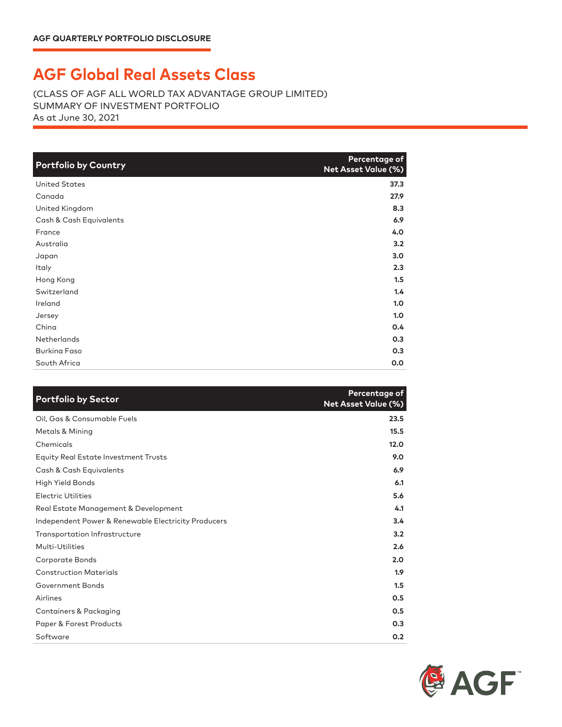AGF QUARTERLY PORTFOLIO DISCLOSURE

# AGF Global Real Assets Class

(CLASS OF AGF ALL WORLD TAX ADVANTAGE GROUP LIMITED)
SUMMARY OF INVESTMENT PORTFOLIO
As at June 30, 2021

| Portfolio by Country | Percentage of Net Asset Value (%) |
|---|---|
| United States | 37.3 |
| Canada | 27.9 |
| United Kingdom | 8.3 |
| Cash & Cash Equivalents | 6.9 |
| France | 4.0 |
| Australia | 3.2 |
| Japan | 3.0 |
| Italy | 2.3 |
| Hong Kong | 1.5 |
| Switzerland | 1.4 |
| Ireland | 1.0 |
| Jersey | 1.0 |
| China | 0.4 |
| Netherlands | 0.3 |
| Burkina Faso | 0.3 |
| South Africa | 0.0 |

| Portfolio by Sector | Percentage of Net Asset Value (%) |
|---|---|
| Oil, Gas & Consumable Fuels | 23.5 |
| Metals & Mining | 15.5 |
| Chemicals | 12.0 |
| Equity Real Estate Investment Trusts | 9.0 |
| Cash & Cash Equivalents | 6.9 |
| High Yield Bonds | 6.1 |
| Electric Utilities | 5.6 |
| Real Estate Management & Development | 4.1 |
| Independent Power & Renewable Electricity Producers | 3.4 |
| Transportation Infrastructure | 3.2 |
| Multi-Utilities | 2.6 |
| Corporate Bonds | 2.0 |
| Construction Materials | 1.9 |
| Government Bonds | 1.5 |
| Airlines | 0.5 |
| Containers & Packaging | 0.5 |
| Paper & Forest Products | 0.3 |
| Software | 0.2 |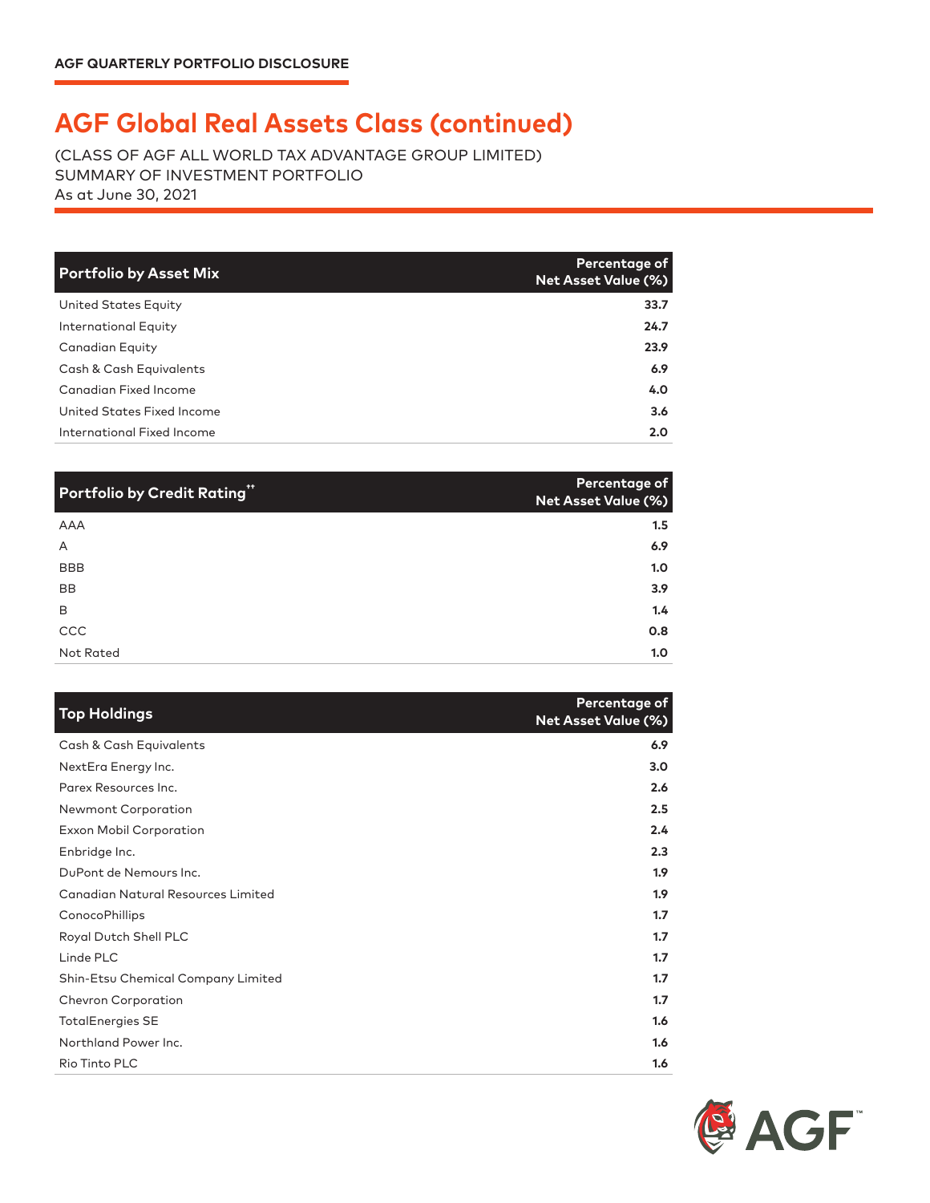AGF QUARTERLY PORTFOLIO DISCLOSURE

# AGF Global Real Assets Class (continued)

(CLASS OF AGF ALL WORLD TAX ADVANTAGE GROUP LIMITED)
SUMMARY OF INVESTMENT PORTFOLIO
As at June 30, 2021

| Portfolio by Asset Mix | Percentage of Net Asset Value (%) |
|---|---|
| United States Equity | 33.7 |
| International Equity | 24.7 |
| Canadian Equity | 23.9 |
| Cash & Cash Equivalents | 6.9 |
| Canadian Fixed Income | 4.0 |
| United States Fixed Income | 3.6 |
| International Fixed Income | 2.0 |

| Portfolio by Credit Rating[††] | Percentage of Net Asset Value (%) |
|---|---|
| AAA | 1.5 |
| A | 6.9 |
| BBB | 1.0 |
| BB | 3.9 |
| B | 1.4 |
| CCC | 0.8 |
| Not Rated | 1.0 |

| Top Holdings | Percentage of Net Asset Value (%) |
|---|---|
| Cash & Cash Equivalents | 6.9 |
| NextEra Energy Inc. | 3.0 |
| Parex Resources Inc. | 2.6 |
| Newmont Corporation | 2.5 |
| Exxon Mobil Corporation | 2.4 |
| Enbridge Inc. | 2.3 |
| DuPont de Nemours Inc. | 1.9 |
| Canadian Natural Resources Limited | 1.9 |
| ConocoPhillips | 1.7 |
| Royal Dutch Shell PLC | 1.7 |
| Linde PLC | 1.7 |
| Shin-Etsu Chemical Company Limited | 1.7 |
| Chevron Corporation | 1.7 |
| TotalEnergies SE | 1.6 |
| Northland Power Inc. | 1.6 |
| Rio Tinto PLC | 1.6 |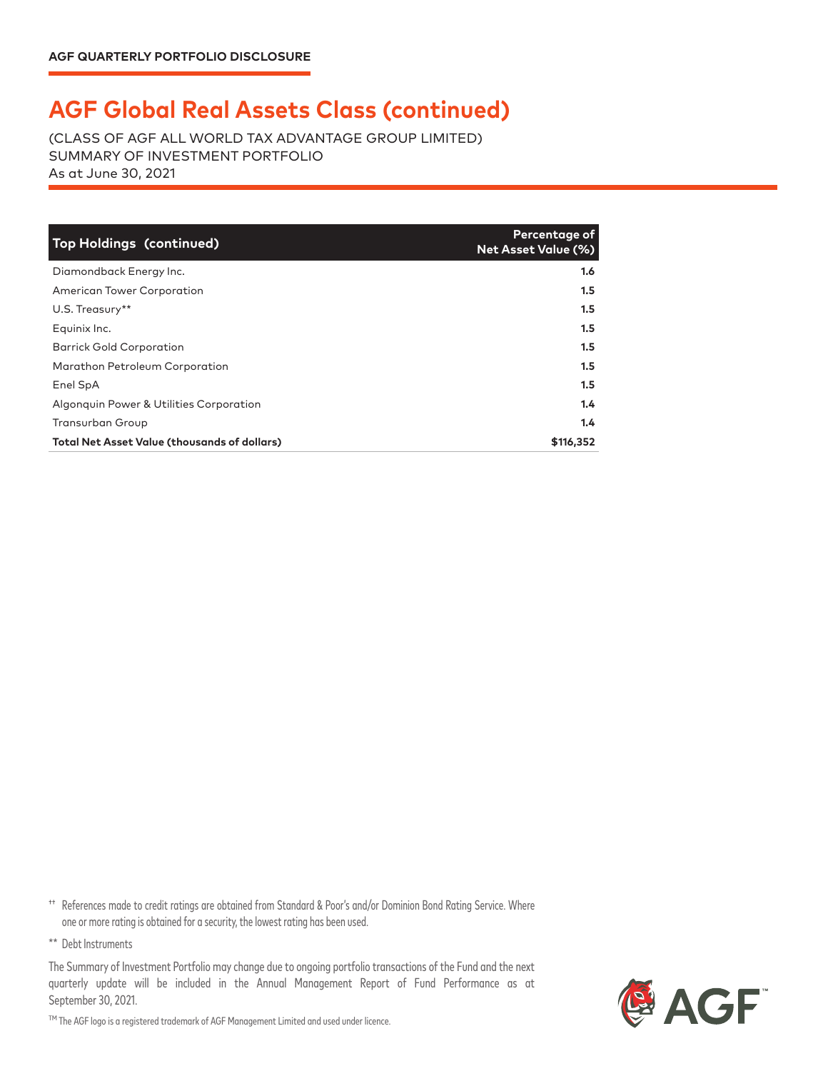# AGF Global Real Assets Class (continued)

(CLASS OF AGF ALL WORLD TAX ADVANTAGE GROUP LIMITED)
SUMMARY OF INVESTMENT PORTFOLIO
As at June 30, 2021

| Top Holdings (continued) | Percentage of Net Asset Value (%) |
|---|---|
| Diamondback Energy Inc. | **1.6** |
| American Tower Corporation | **1.5** |
| U.S. Treasury** | **1.5** |
| Equinix Inc. | **1.5** |
| Barrick Gold Corporation | **1.5** |
| Marathon Petroleum Corporation | **1.5** |
| Enel SpA | **1.5** |
| Algonquin Power & Utilities Corporation | **1.4** |
| Transurban Group | **1.4** |
| **Total Net Asset Value (thousands of dollars)** | **$116,352** |

†† References made to credit ratings are obtained from Standard & Poor's and/or Dominion Bond Rating Service. Where one or more rating is obtained for a security, the lowest rating has been used.

** Debt Instruments

The Summary of Investment Portfolio may change due to ongoing portfolio transactions of the Fund and the next quarterly update will be included in the Annual Management Report of Fund Performance as at September 30, 2021.

TM The AGF logo is a registered trademark of AGF Management Limited and used under licence.